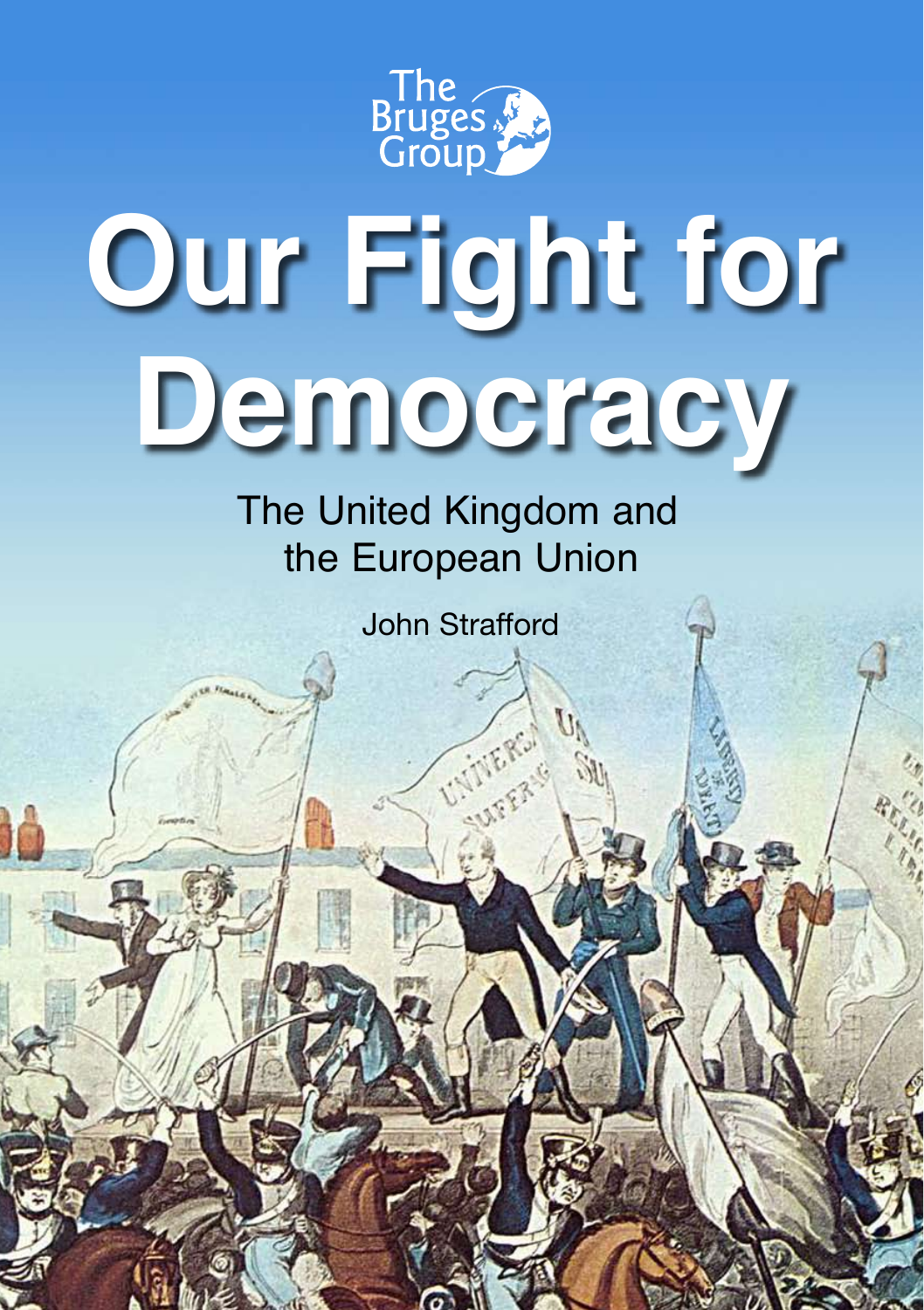The Bruges Group

# Our Fight for Democracy

## The United Kingdom and the European Union

John Strafford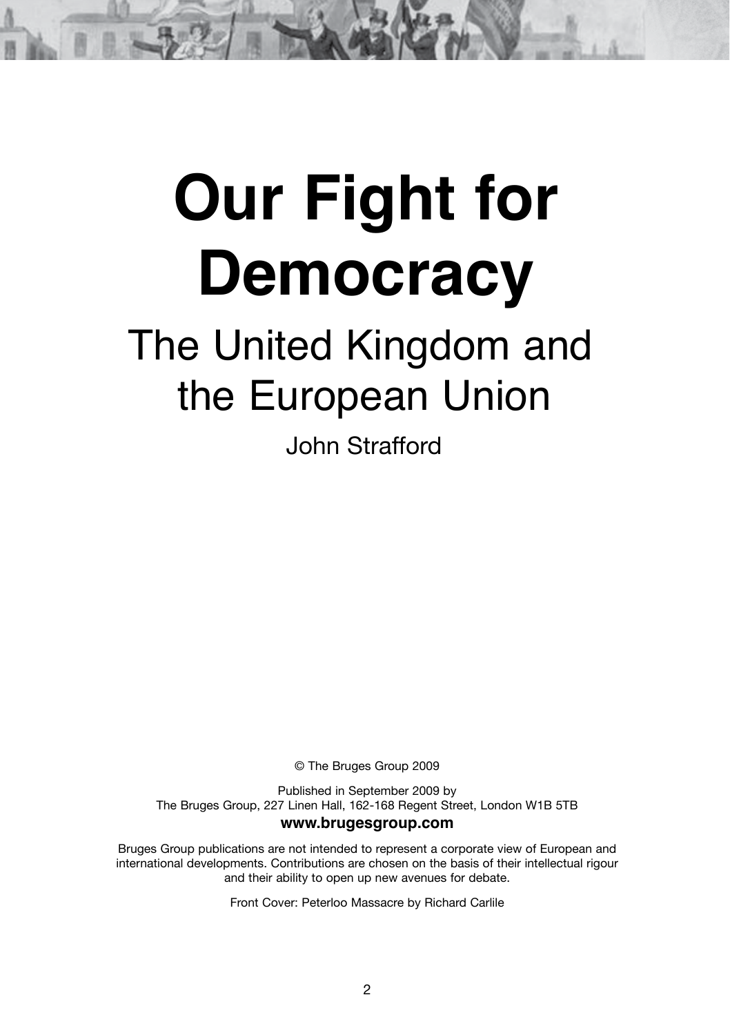# Our Fight for Democracy

## The United Kingdom and the European Union

John Strafford

© The Bruges Group 2009

Published in September 2009 by
The Bruges Group, 227 Linen Hall, 162-168 Regent Street, London W1B 5TB

**www.brugesgroup.com**

Bruges Group publications are not intended to represent a corporate view of European and international developments. Contributions are chosen on the basis of their intellectual rigour and their ability to open up new avenues for debate.

Front Cover: Peterloo Massacre by Richard Carlile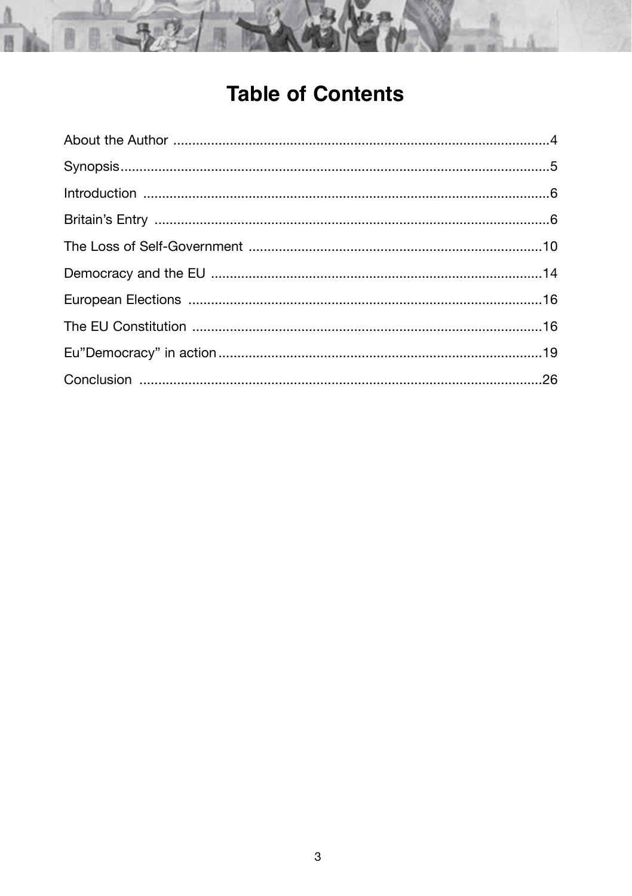# Table of Contents

About the Author ....................................................................................................4

Synopsis..................................................................................................................5

Introduction ............................................................................................................6

Britain's Entry .........................................................................................................6

The Loss of Self-Government ..............................................................................10

Democracy and the EU ........................................................................................14

European Elections ..............................................................................................16

The EU Constitution .............................................................................................16

Eu"Democracy" in action......................................................................................19

Conclusion ...........................................................................................................26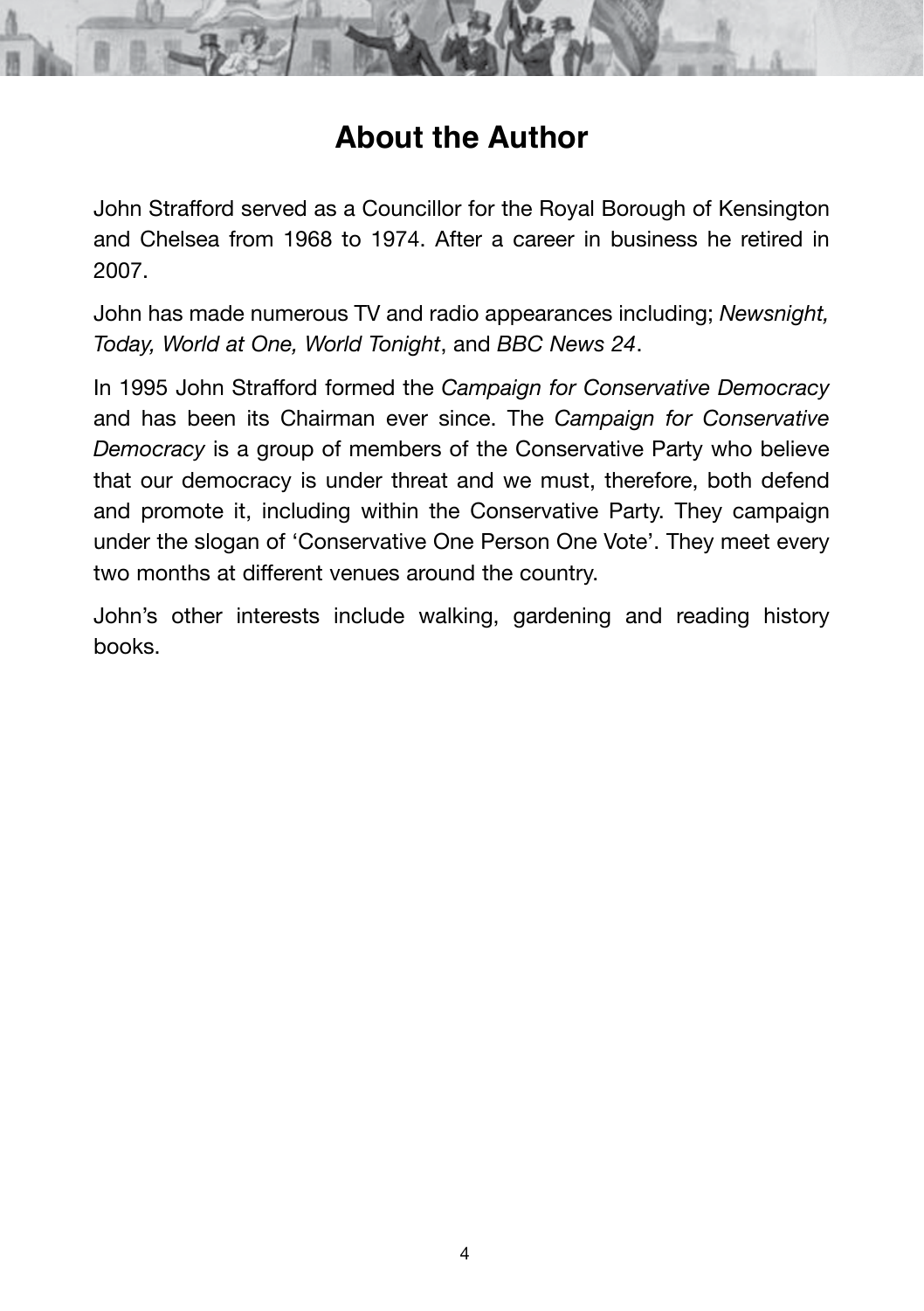# About the Author

John Strafford served as a Councillor for the Royal Borough of Kensington and Chelsea from 1968 to 1974. After a career in business he retired in 2007.

John has made numerous TV and radio appearances including; *Newsnight, Today, World at One, World Tonight*, and *BBC News 24*.

In 1995 John Strafford formed the *Campaign for Conservative Democracy* and has been its Chairman ever since. The *Campaign for Conservative Democracy* is a group of members of the Conservative Party who believe that our democracy is under threat and we must, therefore, both defend and promote it, including within the Conservative Party. They campaign under the slogan of 'Conservative One Person One Vote'. They meet every two months at different venues around the country.

John's other interests include walking, gardening and reading history books.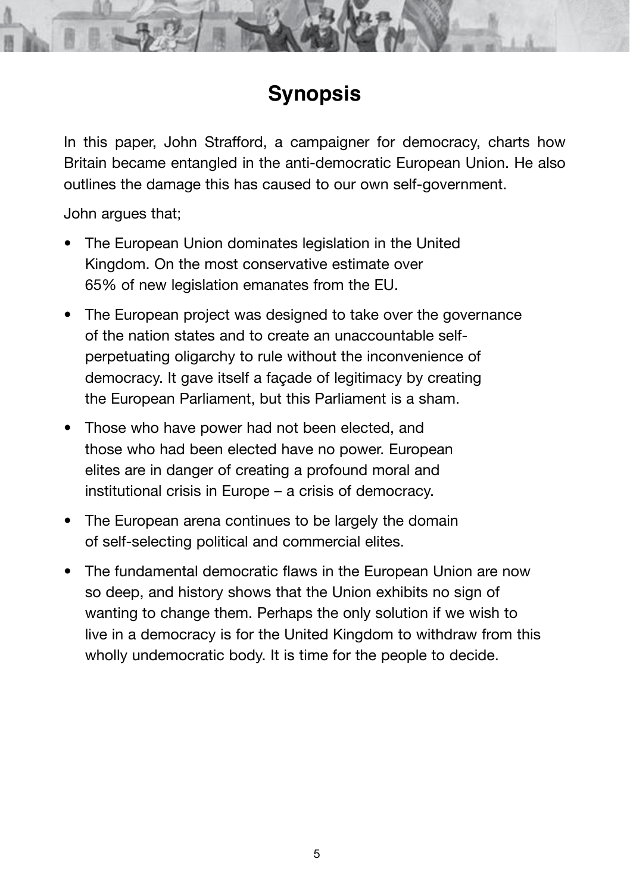# Synopsis

In this paper, John Strafford, a campaigner for democracy, charts how Britain became entangled in the anti-democratic European Union. He also outlines the damage this has caused to our own self-government.

John argues that;

- The European Union dominates legislation in the United Kingdom. On the most conservative estimate over 65% of new legislation emanates from the EU.
- The European project was designed to take over the governance of the nation states and to create an unaccountable self-perpetuating oligarchy to rule without the inconvenience of democracy. It gave itself a façade of legitimacy by creating the European Parliament, but this Parliament is a sham.
- Those who have power had not been elected, and those who had been elected have no power. European elites are in danger of creating a profound moral and institutional crisis in Europe – a crisis of democracy.
- The European arena continues to be largely the domain of self-selecting political and commercial elites.
- The fundamental democratic flaws in the European Union are now so deep, and history shows that the Union exhibits no sign of wanting to change them. Perhaps the only solution if we wish to live in a democracy is for the United Kingdom to withdraw from this wholly undemocratic body. It is time for the people to decide.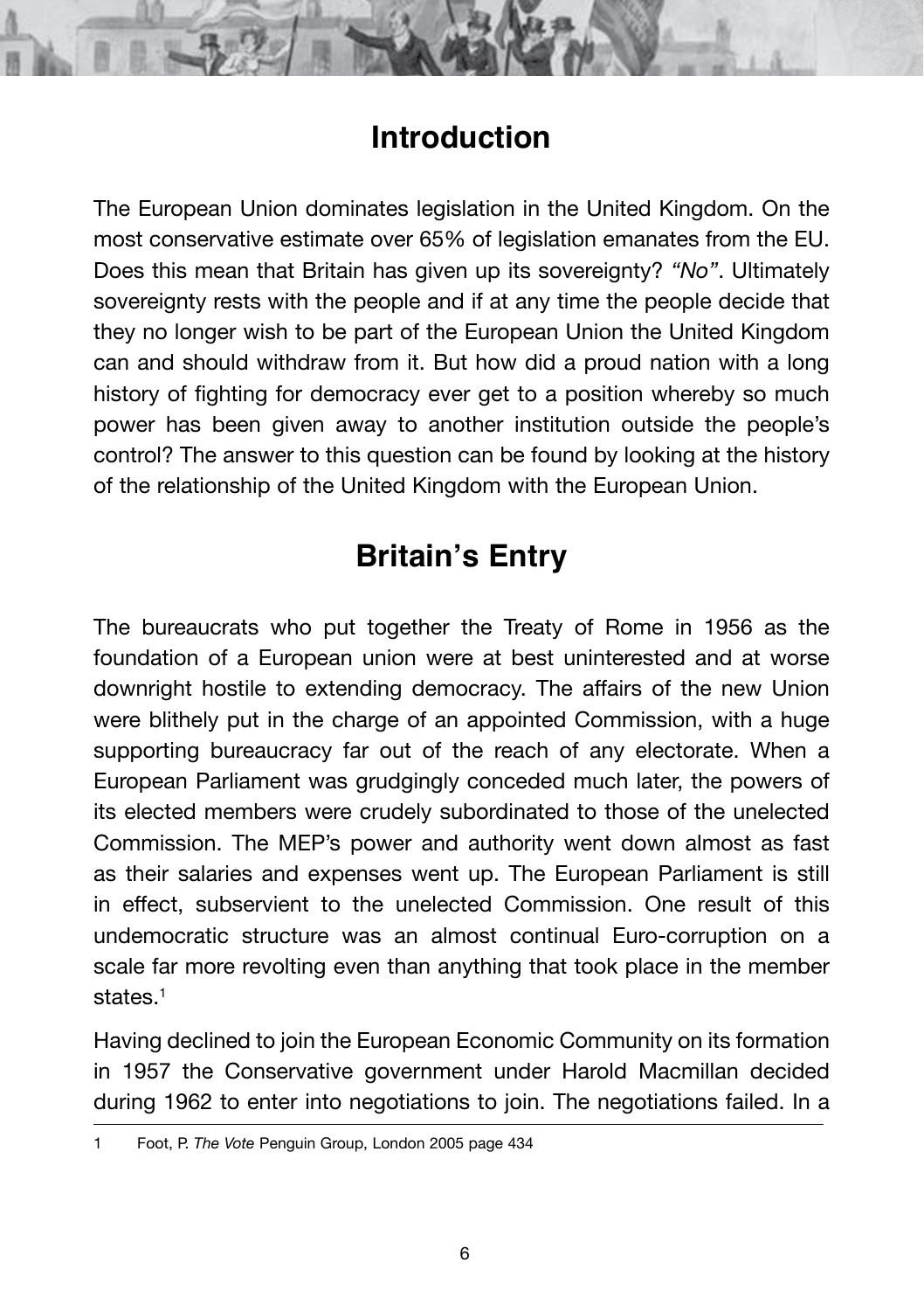# Introduction

The European Union dominates legislation in the United Kingdom. On the most conservative estimate over 65% of legislation emanates from the EU. Does this mean that Britain has given up its sovereignty? *"No"*. Ultimately sovereignty rests with the people and if at any time the people decide that they no longer wish to be part of the European Union the United Kingdom can and should withdraw from it. But how did a proud nation with a long history of fighting for democracy ever get to a position whereby so much power has been given away to another institution outside the people's control? The answer to this question can be found by looking at the history of the relationship of the United Kingdom with the European Union.

# Britain's Entry

The bureaucrats who put together the Treaty of Rome in 1956 as the foundation of a European union were at best uninterested and at worse downright hostile to extending democracy. The affairs of the new Union were blithely put in the charge of an appointed Commission, with a huge supporting bureaucracy far out of the reach of any electorate. When a European Parliament was grudgingly conceded much later, the powers of its elected members were crudely subordinated to those of the unelected Commission. The MEP's power and authority went down almost as fast as their salaries and expenses went up. The European Parliament is still in effect, subservient to the unelected Commission. One result of this undemocratic structure was an almost continual Euro-corruption on a scale far more revolting even than anything that took place in the member states.[1]

Having declined to join the European Economic Community on its formation in 1957 the Conservative government under Harold Macmillan decided during 1962 to enter into negotiations to join. The negotiations failed. In a

---

1 Foot, P. *The Vote* Penguin Group, London 2005 page 434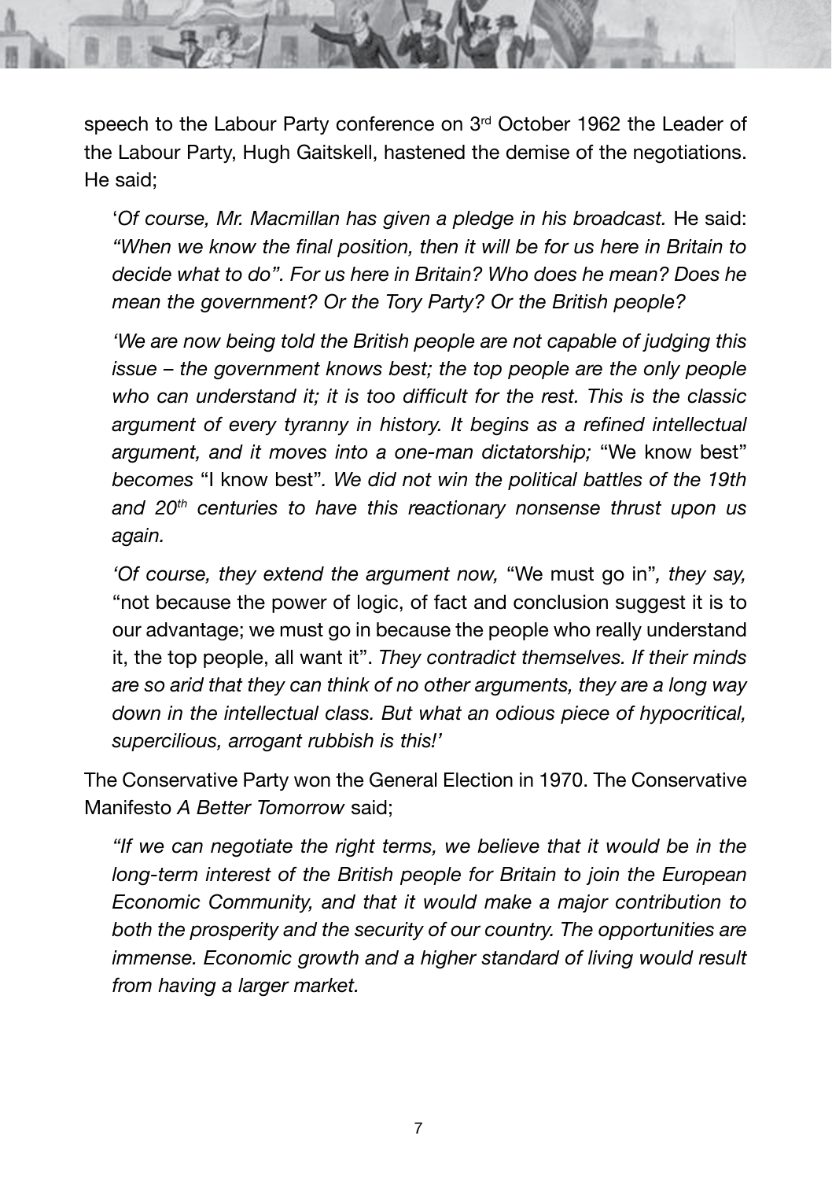speech to the Labour Party conference on 3rd October 1962 the Leader of the Labour Party, Hugh Gaitskell, hastened the demise of the negotiations. He said;

> '*Of course, Mr. Macmillan has given a pledge in his broadcast.* He said: *"When we know the final position, then it will be for us here in Britain to decide what to do". For us here in Britain? Who does he mean? Does he mean the government? Or the Tory Party? Or the British people?*
>
> *'We are now being told the British people are not capable of judging this issue – the government knows best; the top people are the only people who can understand it; it is too difficult for the rest. This is the classic argument of every tyranny in history. It begins as a refined intellectual argument, and it moves into a one-man dictatorship;* "We know best" *becomes* "I know best"*. We did not win the political battles of the 19th and 20th centuries to have this reactionary nonsense thrust upon us again.*
>
> *'Of course, they extend the argument now,* "We must go in"*, they say,* "not because the power of logic, of fact and conclusion suggest it is to our advantage; we must go in because the people who really understand it, the top people, all want it". *They contradict themselves. If their minds are so arid that they can think of no other arguments, they are a long way down in the intellectual class. But what an odious piece of hypocritical, supercilious, arrogant rubbish is this!'*

The Conservative Party won the General Election in 1970. The Conservative Manifesto *A Better Tomorrow* said;

> *"If we can negotiate the right terms, we believe that it would be in the long-term interest of the British people for Britain to join the European Economic Community, and that it would make a major contribution to both the prosperity and the security of our country. The opportunities are immense. Economic growth and a higher standard of living would result from having a larger market.*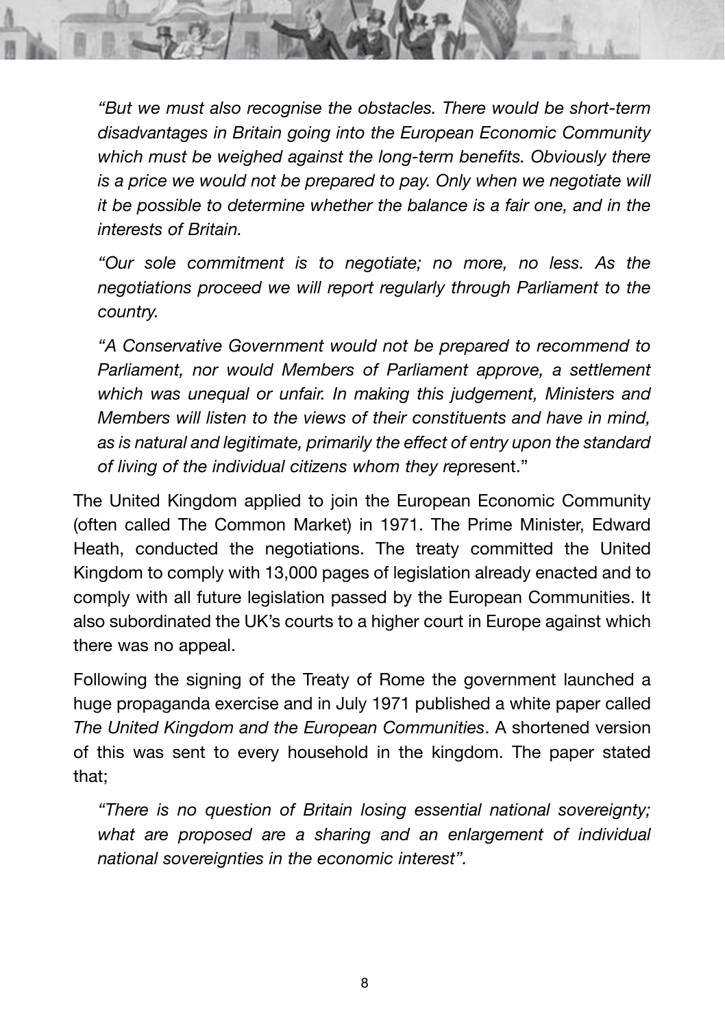*"But we must also recognise the obstacles. There would be short-term disadvantages in Britain going into the European Economic Community which must be weighed against the long-term benefits. Obviously there is a price we would not be prepared to pay. Only when we negotiate will it be possible to determine whether the balance is a fair one, and in the interests of Britain.*

*"Our sole commitment is to negotiate; no more, no less. As the negotiations proceed we will report regularly through Parliament to the country.*

*"A Conservative Government would not be prepared to recommend to Parliament, nor would Members of Parliament approve, a settlement which was unequal or unfair. In making this judgement, Ministers and Members will listen to the views of their constituents and have in mind, as is natural and legitimate, primarily the effect of entry upon the standard of living of the individual citizens whom they rep*resent."

The United Kingdom applied to join the European Economic Community (often called The Common Market) in 1971. The Prime Minister, Edward Heath, conducted the negotiations. The treaty committed the United Kingdom to comply with 13,000 pages of legislation already enacted and to comply with all future legislation passed by the European Communities. It also subordinated the UK's courts to a higher court in Europe against which there was no appeal.

Following the signing of the Treaty of Rome the government launched a huge propaganda exercise and in July 1971 published a white paper called *The United Kingdom and the European Communities*. A shortened version of this was sent to every household in the kingdom. The paper stated that;

*"There is no question of Britain losing essential national sovereignty; what are proposed are a sharing and an enlargement of individual national sovereignties in the economic interest".*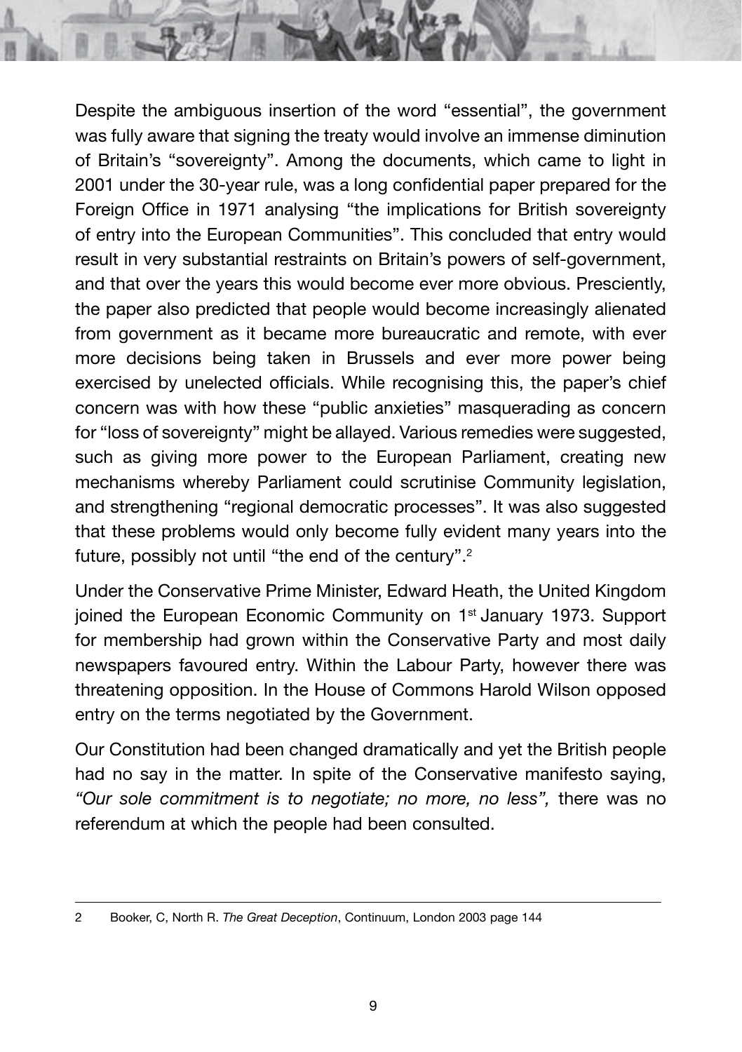Despite the ambiguous insertion of the word "essential", the government was fully aware that signing the treaty would involve an immense diminution of Britain's "sovereignty". Among the documents, which came to light in 2001 under the 30-year rule, was a long confidential paper prepared for the Foreign Office in 1971 analysing "the implications for British sovereignty of entry into the European Communities". This concluded that entry would result in very substantial restraints on Britain's powers of self-government, and that over the years this would become ever more obvious. Presciently, the paper also predicted that people would become increasingly alienated from government as it became more bureaucratic and remote, with ever more decisions being taken in Brussels and ever more power being exercised by unelected officials. While recognising this, the paper's chief concern was with how these "public anxieties" masquerading as concern for "loss of sovereignty" might be allayed. Various remedies were suggested, such as giving more power to the European Parliament, creating new mechanisms whereby Parliament could scrutinise Community legislation, and strengthening "regional democratic processes". It was also suggested that these problems would only become fully evident many years into the future, possibly not until "the end of the century".[2]

Under the Conservative Prime Minister, Edward Heath, the United Kingdom joined the European Economic Community on 1st January 1973. Support for membership had grown within the Conservative Party and most daily newspapers favoured entry. Within the Labour Party, however there was threatening opposition. In the House of Commons Harold Wilson opposed entry on the terms negotiated by the Government.

Our Constitution had been changed dramatically and yet the British people had no say in the matter. In spite of the Conservative manifesto saying, *"Our sole commitment is to negotiate; no more, no less",* there was no referendum at which the people had been consulted.

---

2 Booker, C, North R. *The Great Deception*, Continuum, London 2003 page 144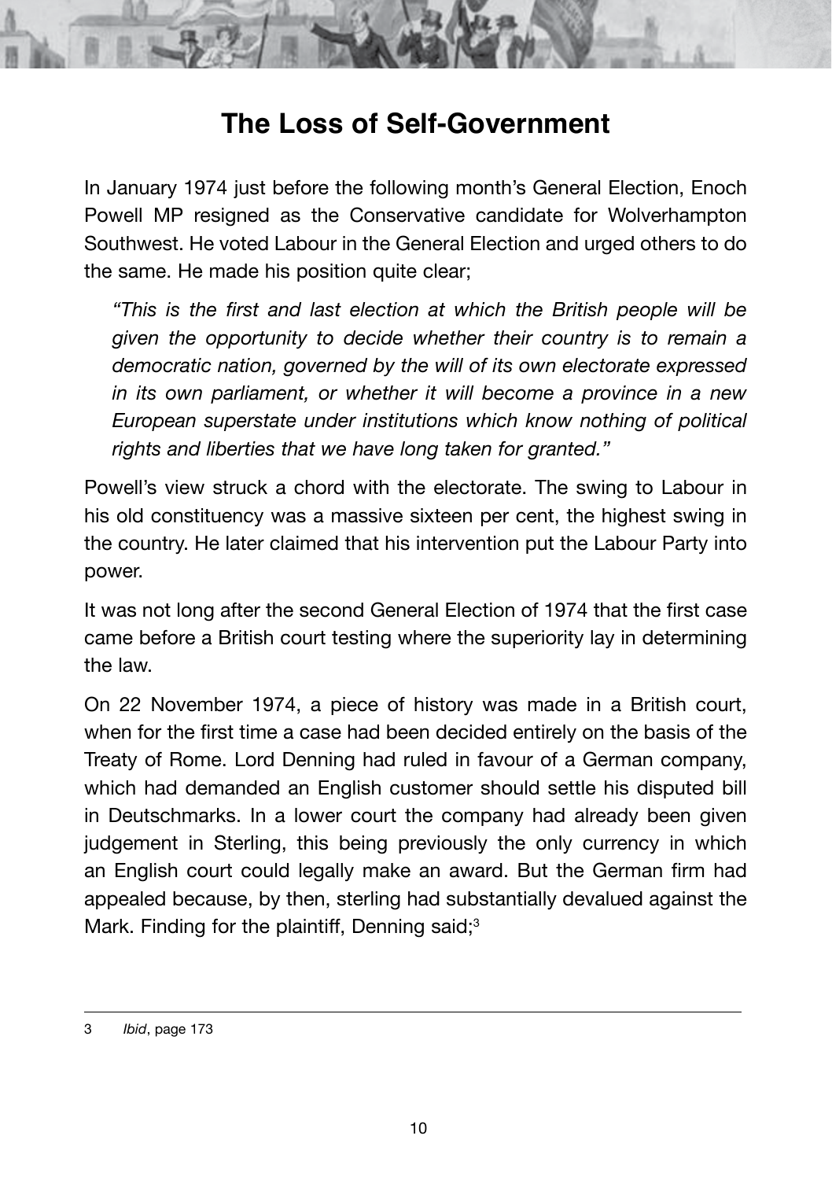# The Loss of Self-Government

In January 1974 just before the following month's General Election, Enoch Powell MP resigned as the Conservative candidate for Wolverhampton Southwest. He voted Labour in the General Election and urged others to do the same. He made his position quite clear;

> *"This is the first and last election at which the British people will be given the opportunity to decide whether their country is to remain a democratic nation, governed by the will of its own electorate expressed in its own parliament, or whether it will become a province in a new European superstate under institutions which know nothing of political rights and liberties that we have long taken for granted."*

Powell's view struck a chord with the electorate. The swing to Labour in his old constituency was a massive sixteen per cent, the highest swing in the country. He later claimed that his intervention put the Labour Party into power.

It was not long after the second General Election of 1974 that the first case came before a British court testing where the superiority lay in determining the law.

On 22 November 1974, a piece of history was made in a British court, when for the first time a case had been decided entirely on the basis of the Treaty of Rome. Lord Denning had ruled in favour of a German company, which had demanded an English customer should settle his disputed bill in Deutschmarks. In a lower court the company had already been given judgement in Sterling, this being previously the only currency in which an English court could legally make an award. But the German firm had appealed because, by then, sterling had substantially devalued against the Mark. Finding for the plaintiff, Denning said;[3]

---

3 *Ibid*, page 173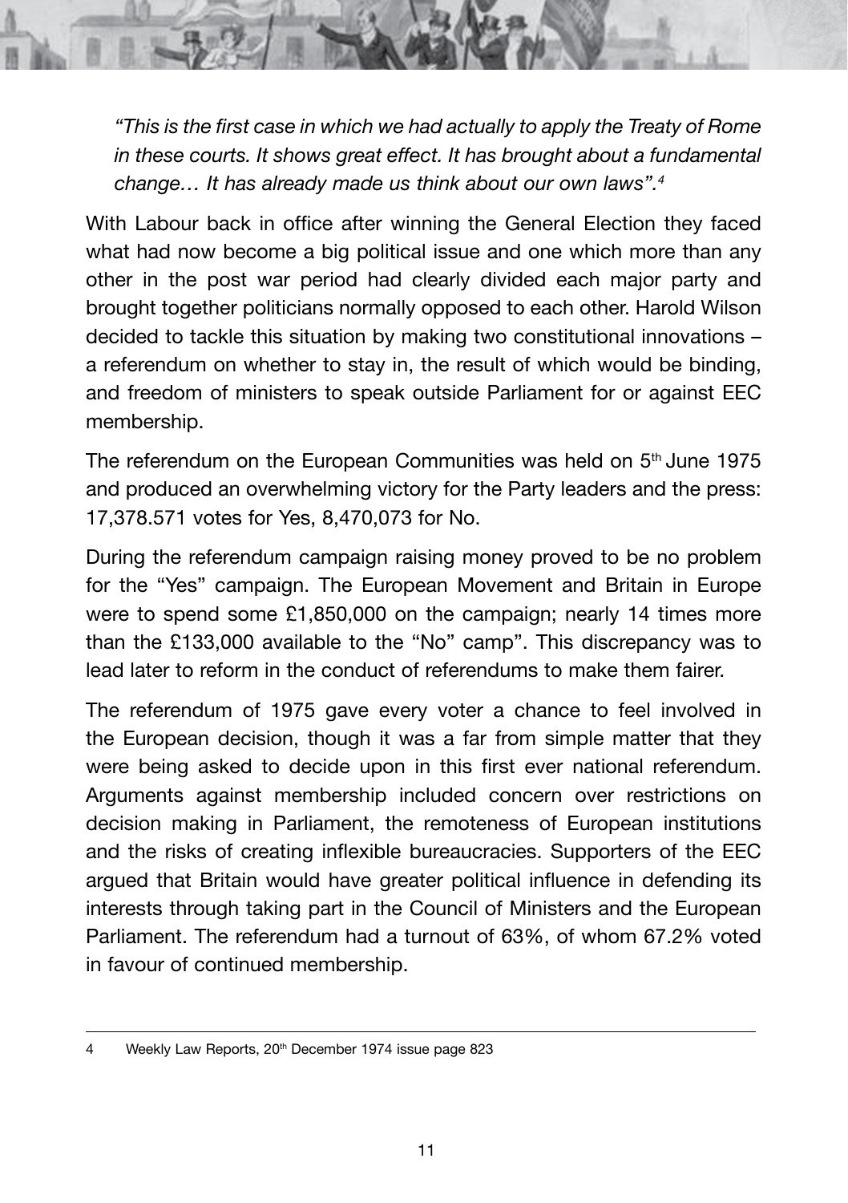*"This is the first case in which we had actually to apply the Treaty of Rome in these courts. It shows great effect. It has brought about a fundamental change… It has already made us think about our own laws".*[4]

With Labour back in office after winning the General Election they faced what had now become a big political issue and one which more than any other in the post war period had clearly divided each major party and brought together politicians normally opposed to each other. Harold Wilson decided to tackle this situation by making two constitutional innovations – a referendum on whether to stay in, the result of which would be binding, and freedom of ministers to speak outside Parliament for or against EEC membership.

The referendum on the European Communities was held on 5th June 1975 and produced an overwhelming victory for the Party leaders and the press: 17,378.571 votes for Yes, 8,470,073 for No.

During the referendum campaign raising money proved to be no problem for the "Yes" campaign. The European Movement and Britain in Europe were to spend some £1,850,000 on the campaign; nearly 14 times more than the £133,000 available to the "No" camp". This discrepancy was to lead later to reform in the conduct of referendums to make them fairer.

The referendum of 1975 gave every voter a chance to feel involved in the European decision, though it was a far from simple matter that they were being asked to decide upon in this first ever national referendum. Arguments against membership included concern over restrictions on decision making in Parliament, the remoteness of European institutions and the risks of creating inflexible bureaucracies. Supporters of the EEC argued that Britain would have greater political influence in defending its interests through taking part in the Council of Ministers and the European Parliament. The referendum had a turnout of 63%, of whom 67.2% voted in favour of continued membership.

---

4 Weekly Law Reports, 20th December 1974 issue page 823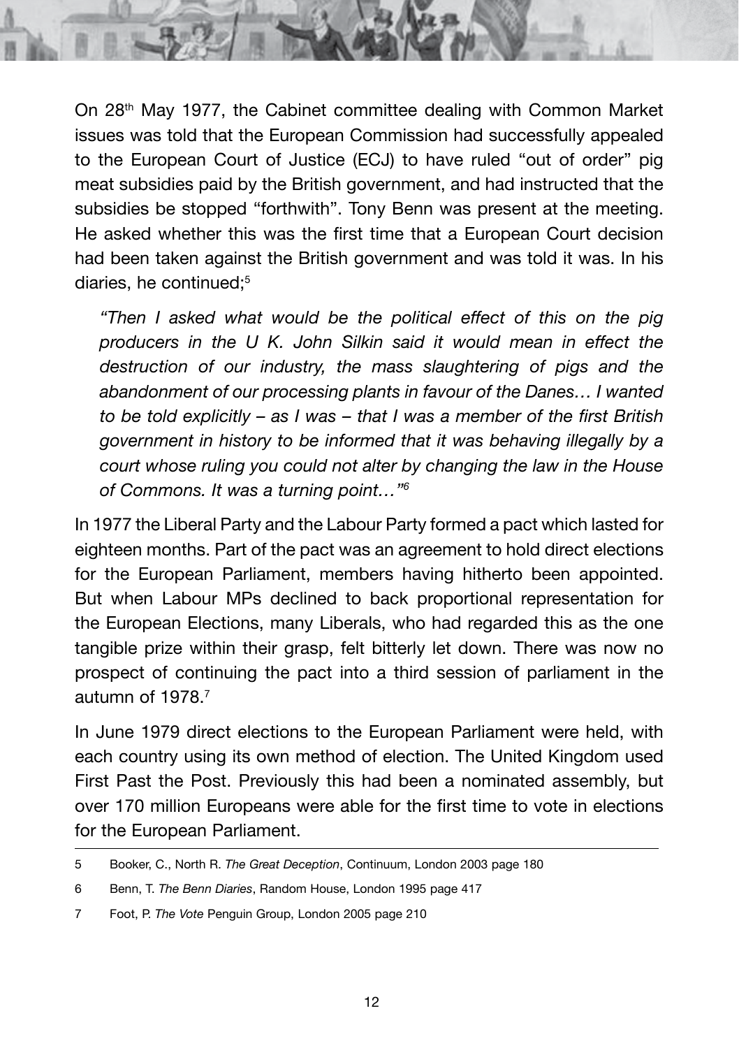On 28th May 1977, the Cabinet committee dealing with Common Market issues was told that the European Commission had successfully appealed to the European Court of Justice (ECJ) to have ruled "out of order" pig meat subsidies paid by the British government, and had instructed that the subsidies be stopped "forthwith". Tony Benn was present at the meeting. He asked whether this was the first time that a European Court decision had been taken against the British government and was told it was. In his diaries, he continued;[5]

> *"Then I asked what would be the political effect of this on the pig producers in the U K. John Silkin said it would mean in effect the destruction of our industry, the mass slaughtering of pigs and the abandonment of our processing plants in favour of the Danes… I wanted to be told explicitly – as I was – that I was a member of the first British government in history to be informed that it was behaving illegally by a court whose ruling you could not alter by changing the law in the House of Commons. It was a turning point…"*[6]

In 1977 the Liberal Party and the Labour Party formed a pact which lasted for eighteen months. Part of the pact was an agreement to hold direct elections for the European Parliament, members having hitherto been appointed. But when Labour MPs declined to back proportional representation for the European Elections, many Liberals, who had regarded this as the one tangible prize within their grasp, felt bitterly let down. There was now no prospect of continuing the pact into a third session of parliament in the autumn of 1978.[7]

In June 1979 direct elections to the European Parliament were held, with each country using its own method of election. The United Kingdom used First Past the Post. Previously this had been a nominated assembly, but over 170 million Europeans were able for the first time to vote in elections for the European Parliament.

---

5 Booker, C., North R. *The Great Deception*, Continuum, London 2003 page 180

6 Benn, T. *The Benn Diaries*, Random House, London 1995 page 417

7 Foot, P. *The Vote* Penguin Group, London 2005 page 210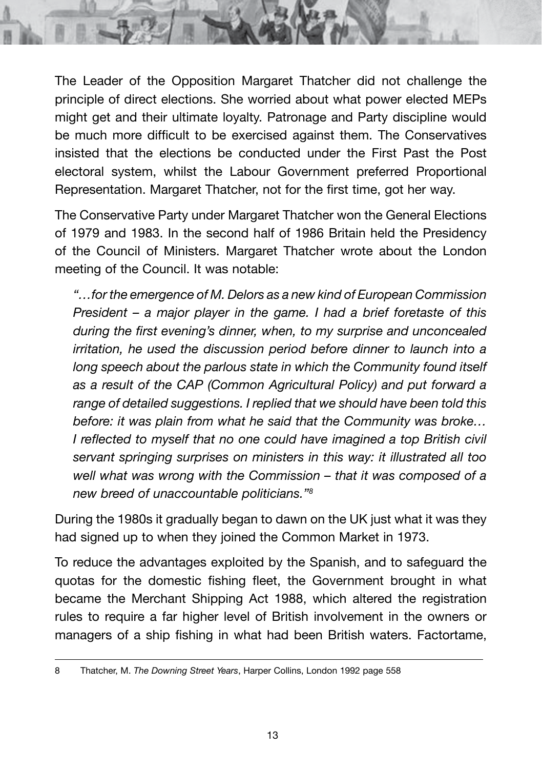The Leader of the Opposition Margaret Thatcher did not challenge the principle of direct elections. She worried about what power elected MEPs might get and their ultimate loyalty. Patronage and Party discipline would be much more difficult to be exercised against them. The Conservatives insisted that the elections be conducted under the First Past the Post electoral system, whilst the Labour Government preferred Proportional Representation. Margaret Thatcher, not for the first time, got her way.

The Conservative Party under Margaret Thatcher won the General Elections of 1979 and 1983. In the second half of 1986 Britain held the Presidency of the Council of Ministers. Margaret Thatcher wrote about the London meeting of the Council. It was notable:

> *"…for the emergence of M. Delors as a new kind of European Commission President – a major player in the game. I had a brief foretaste of this during the first evening's dinner, when, to my surprise and unconcealed irritation, he used the discussion period before dinner to launch into a long speech about the parlous state in which the Community found itself as a result of the CAP (Common Agricultural Policy) and put forward a range of detailed suggestions. I replied that we should have been told this before: it was plain from what he said that the Community was broke… I reflected to myself that no one could have imagined a top British civil servant springing surprises on ministers in this way: it illustrated all too well what was wrong with the Commission – that it was composed of a new breed of unaccountable politicians."*[8]

During the 1980s it gradually began to dawn on the UK just what it was they had signed up to when they joined the Common Market in 1973.

To reduce the advantages exploited by the Spanish, and to safeguard the quotas for the domestic fishing fleet, the Government brought in what became the Merchant Shipping Act 1988, which altered the registration rules to require a far higher level of British involvement in the owners or managers of a ship fishing in what had been British waters. Factortame,

---

8 Thatcher, M. *The Downing Street Years*, Harper Collins, London 1992 page 558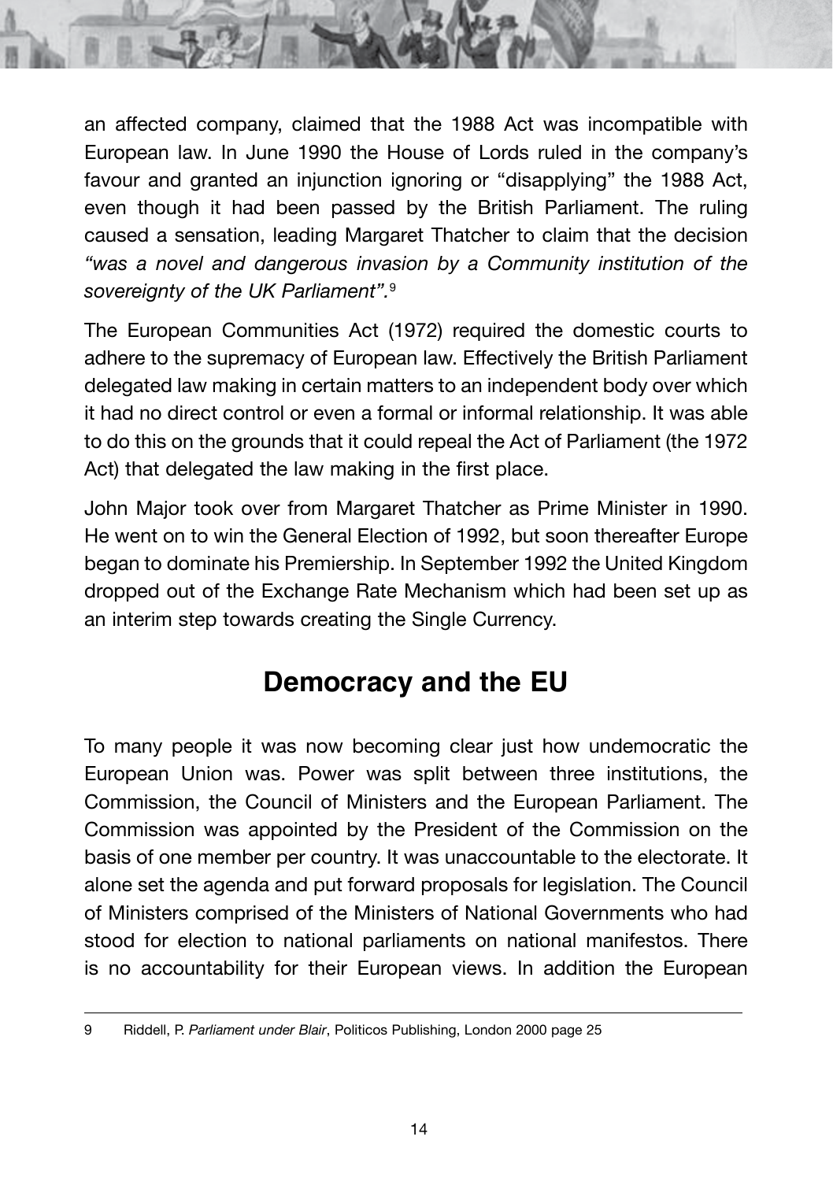an affected company, claimed that the 1988 Act was incompatible with European law. In June 1990 the House of Lords ruled in the company's favour and granted an injunction ignoring or "disapplying" the 1988 Act, even though it had been passed by the British Parliament. The ruling caused a sensation, leading Margaret Thatcher to claim that the decision *"was a novel and dangerous invasion by a Community institution of the sovereignty of the UK Parliament".*[9]

The European Communities Act (1972) required the domestic courts to adhere to the supremacy of European law. Effectively the British Parliament delegated law making in certain matters to an independent body over which it had no direct control or even a formal or informal relationship. It was able to do this on the grounds that it could repeal the Act of Parliament (the 1972 Act) that delegated the law making in the first place.

John Major took over from Margaret Thatcher as Prime Minister in 1990. He went on to win the General Election of 1992, but soon thereafter Europe began to dominate his Premiership. In September 1992 the United Kingdom dropped out of the Exchange Rate Mechanism which had been set up as an interim step towards creating the Single Currency.

## Democracy and the EU

To many people it was now becoming clear just how undemocratic the European Union was. Power was split between three institutions, the Commission, the Council of Ministers and the European Parliament. The Commission was appointed by the President of the Commission on the basis of one member per country. It was unaccountable to the electorate. It alone set the agenda and put forward proposals for legislation. The Council of Ministers comprised of the Ministers of National Governments who had stood for election to national parliaments on national manifestos. There is no accountability for their European views. In addition the European

---

9 Riddell, P. *Parliament under Blair*, Politicos Publishing, London 2000 page 25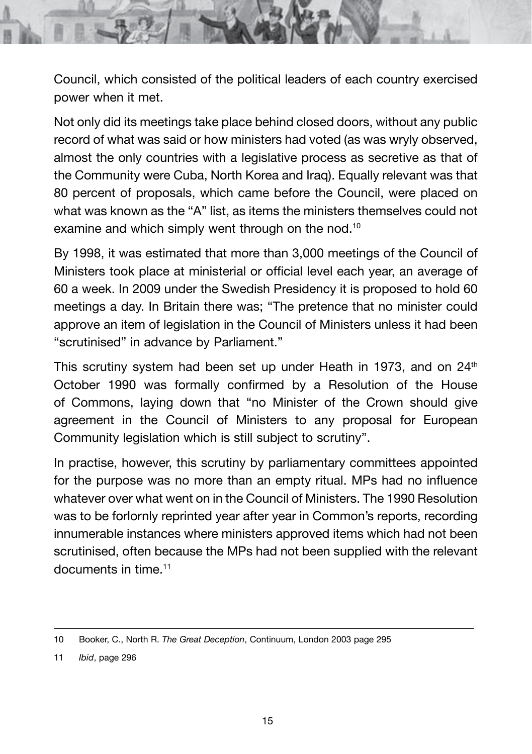Council, which consisted of the political leaders of each country exercised power when it met.

Not only did its meetings take place behind closed doors, without any public record of what was said or how ministers had voted (as was wryly observed, almost the only countries with a legislative process as secretive as that of the Community were Cuba, North Korea and Iraq). Equally relevant was that 80 percent of proposals, which came before the Council, were placed on what was known as the "A" list, as items the ministers themselves could not examine and which simply went through on the nod.[10]

By 1998, it was estimated that more than 3,000 meetings of the Council of Ministers took place at ministerial or official level each year, an average of 60 a week. In 2009 under the Swedish Presidency it is proposed to hold 60 meetings a day. In Britain there was; "The pretence that no minister could approve an item of legislation in the Council of Ministers unless it had been "scrutinised" in advance by Parliament."

This scrutiny system had been set up under Heath in 1973, and on 24th October 1990 was formally confirmed by a Resolution of the House of Commons, laying down that "no Minister of the Crown should give agreement in the Council of Ministers to any proposal for European Community legislation which is still subject to scrutiny".

In practise, however, this scrutiny by parliamentary committees appointed for the purpose was no more than an empty ritual. MPs had no influence whatever over what went on in the Council of Ministers. The 1990 Resolution was to be forlornly reprinted year after year in Common's reports, recording innumerable instances where ministers approved items which had not been scrutinised, often because the MPs had not been supplied with the relevant documents in time.[11]

---

10 Booker, C., North R. *The Great Deception*, Continuum, London 2003 page 295

11 *Ibid*, page 296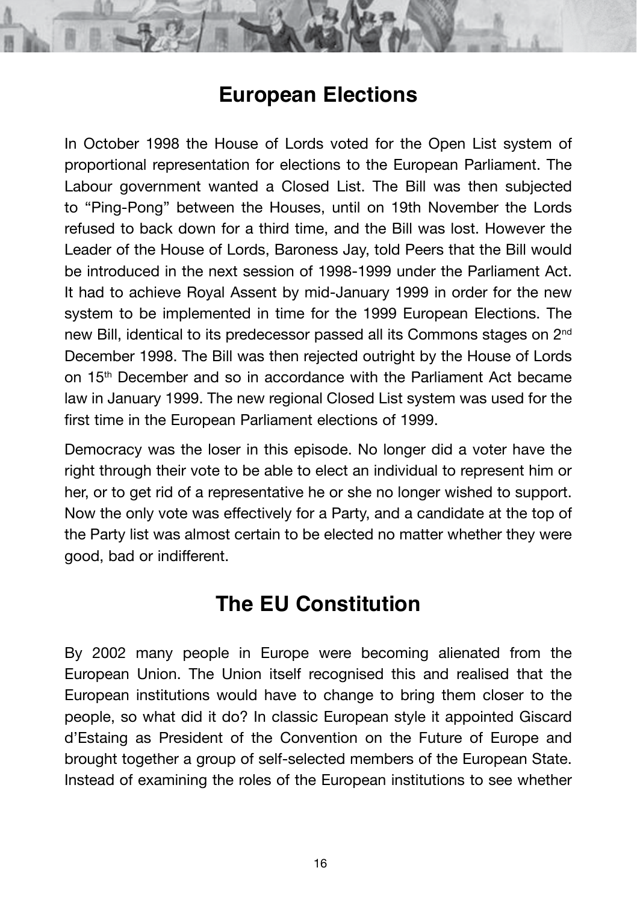## European Elections

In October 1998 the House of Lords voted for the Open List system of proportional representation for elections to the European Parliament. The Labour government wanted a Closed List. The Bill was then subjected to "Ping-Pong" between the Houses, until on 19th November the Lords refused to back down for a third time, and the Bill was lost. However the Leader of the House of Lords, Baroness Jay, told Peers that the Bill would be introduced in the next session of 1998-1999 under the Parliament Act. It had to achieve Royal Assent by mid-January 1999 in order for the new system to be implemented in time for the 1999 European Elections. The new Bill, identical to its predecessor passed all its Commons stages on 2nd December 1998. The Bill was then rejected outright by the House of Lords on 15th December and so in accordance with the Parliament Act became law in January 1999. The new regional Closed List system was used for the first time in the European Parliament elections of 1999.

Democracy was the loser in this episode. No longer did a voter have the right through their vote to be able to elect an individual to represent him or her, or to get rid of a representative he or she no longer wished to support. Now the only vote was effectively for a Party, and a candidate at the top of the Party list was almost certain to be elected no matter whether they were good, bad or indifferent.

## The EU Constitution

By 2002 many people in Europe were becoming alienated from the European Union. The Union itself recognised this and realised that the European institutions would have to change to bring them closer to the people, so what did it do? In classic European style it appointed Giscard d'Estaing as President of the Convention on the Future of Europe and brought together a group of self-selected members of the European State. Instead of examining the roles of the European institutions to see whether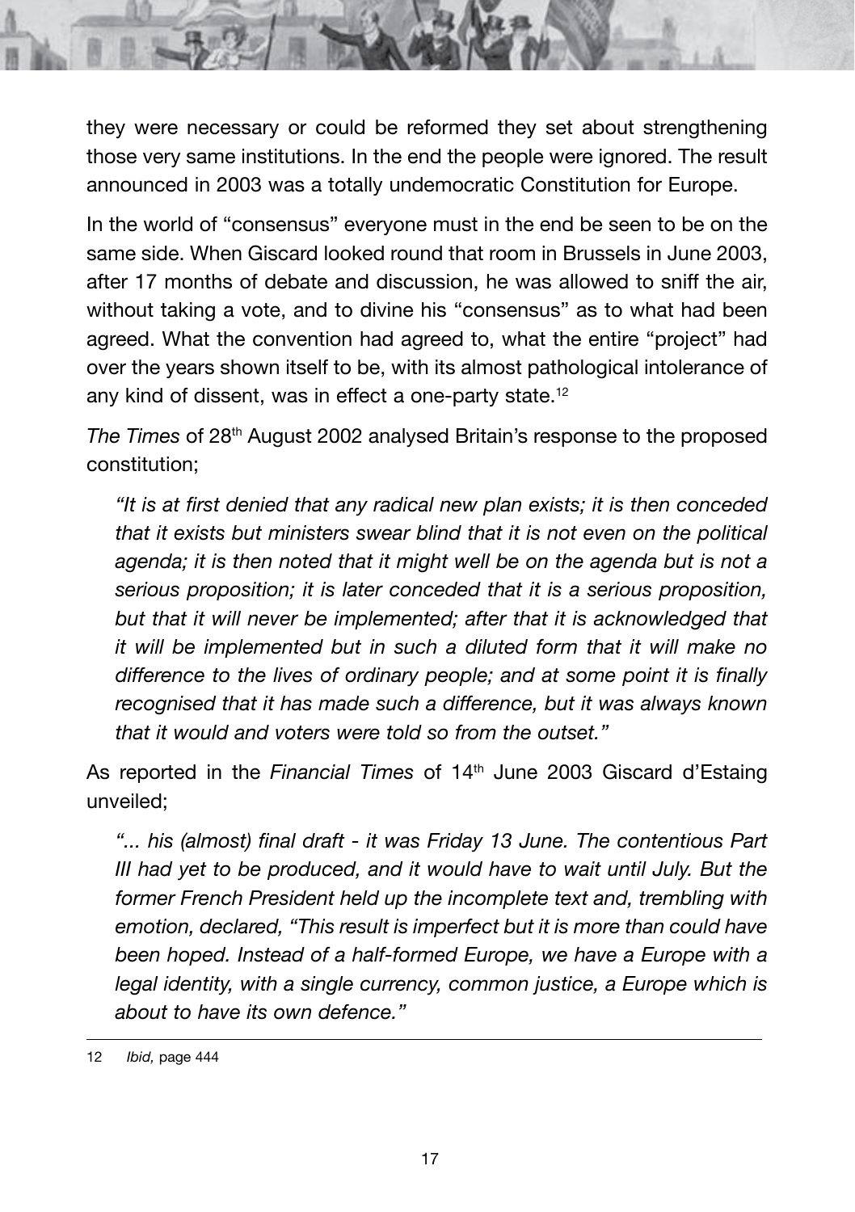they were necessary or could be reformed they set about strengthening those very same institutions. In the end the people were ignored. The result announced in 2003 was a totally undemocratic Constitution for Europe.

In the world of "consensus" everyone must in the end be seen to be on the same side. When Giscard looked round that room in Brussels in June 2003, after 17 months of debate and discussion, he was allowed to sniff the air, without taking a vote, and to divine his "consensus" as to what had been agreed. What the convention had agreed to, what the entire "project" had over the years shown itself to be, with its almost pathological intolerance of any kind of dissent, was in effect a one-party state.[12]

*The Times* of 28th August 2002 analysed Britain's response to the proposed constitution;

> *"It is at first denied that any radical new plan exists; it is then conceded that it exists but ministers swear blind that it is not even on the political agenda; it is then noted that it might well be on the agenda but is not a serious proposition; it is later conceded that it is a serious proposition, but that it will never be implemented; after that it is acknowledged that it will be implemented but in such a diluted form that it will make no difference to the lives of ordinary people; and at some point it is finally recognised that it has made such a difference, but it was always known that it would and voters were told so from the outset."*

As reported in the *Financial Times* of 14th June 2003 Giscard d'Estaing unveiled;

> *"... his (almost) final draft - it was Friday 13 June. The contentious Part III had yet to be produced, and it would have to wait until July. But the former French President held up the incomplete text and, trembling with emotion, declared, "This result is imperfect but it is more than could have been hoped. Instead of a half-formed Europe, we have a Europe with a legal identity, with a single currency, common justice, a Europe which is about to have its own defence."*

---

12 *Ibid,* page 444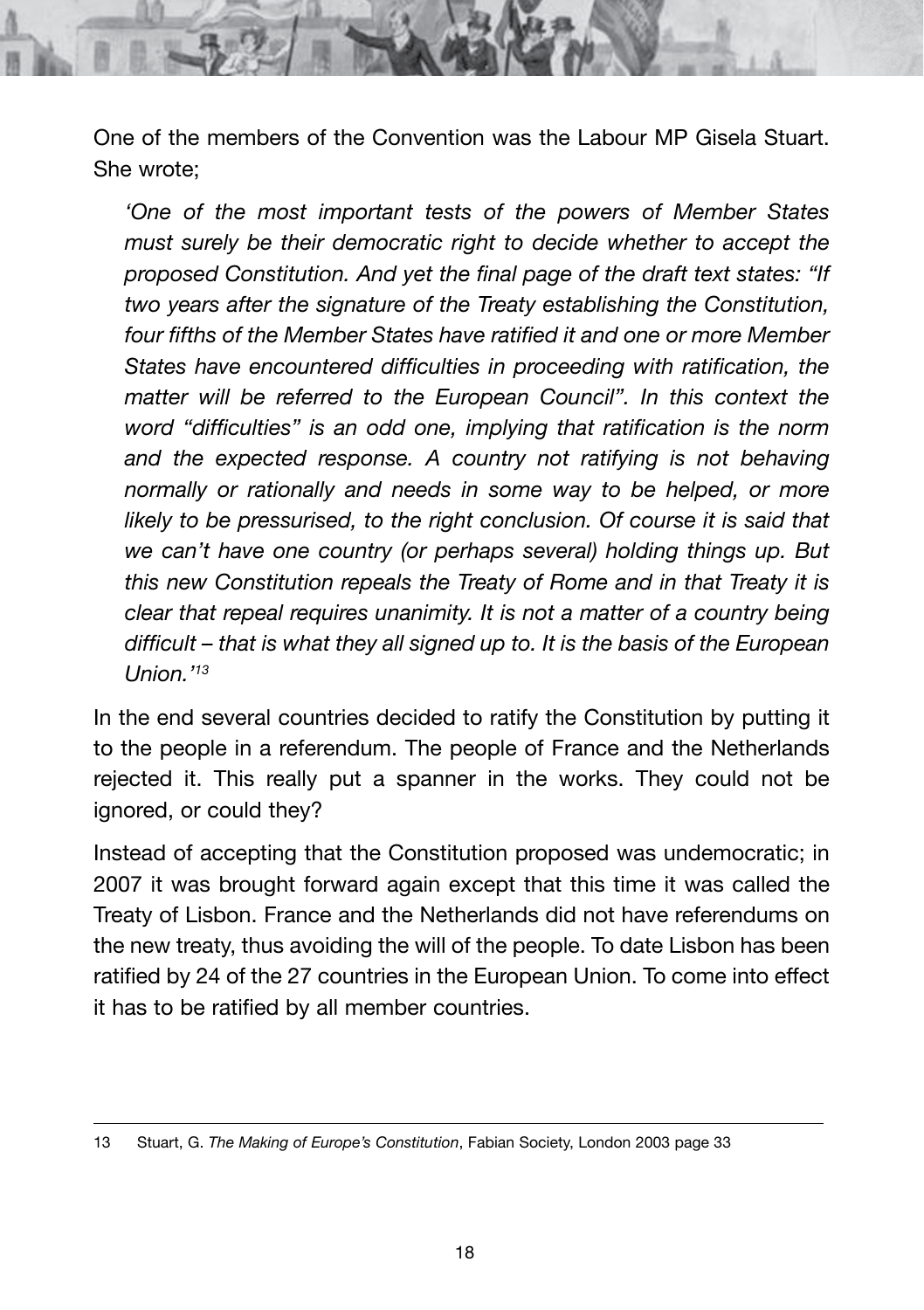One of the members of the Convention was the Labour MP Gisela Stuart. She wrote;

> *'One of the most important tests of the powers of Member States must surely be their democratic right to decide whether to accept the proposed Constitution. And yet the final page of the draft text states: "If two years after the signature of the Treaty establishing the Constitution, four fifths of the Member States have ratified it and one or more Member States have encountered difficulties in proceeding with ratification, the matter will be referred to the European Council". In this context the word "difficulties" is an odd one, implying that ratification is the norm and the expected response. A country not ratifying is not behaving normally or rationally and needs in some way to be helped, or more likely to be pressurised, to the right conclusion. Of course it is said that we can't have one country (or perhaps several) holding things up. But this new Constitution repeals the Treaty of Rome and in that Treaty it is clear that repeal requires unanimity. It is not a matter of a country being difficult – that is what they all signed up to. It is the basis of the European Union.'*[13]

In the end several countries decided to ratify the Constitution by putting it to the people in a referendum. The people of France and the Netherlands rejected it. This really put a spanner in the works. They could not be ignored, or could they?

Instead of accepting that the Constitution proposed was undemocratic; in 2007 it was brought forward again except that this time it was called the Treaty of Lisbon. France and the Netherlands did not have referendums on the new treaty, thus avoiding the will of the people. To date Lisbon has been ratified by 24 of the 27 countries in the European Union. To come into effect it has to be ratified by all member countries.

---

13 Stuart, G. *The Making of Europe's Constitution*, Fabian Society, London 2003 page 33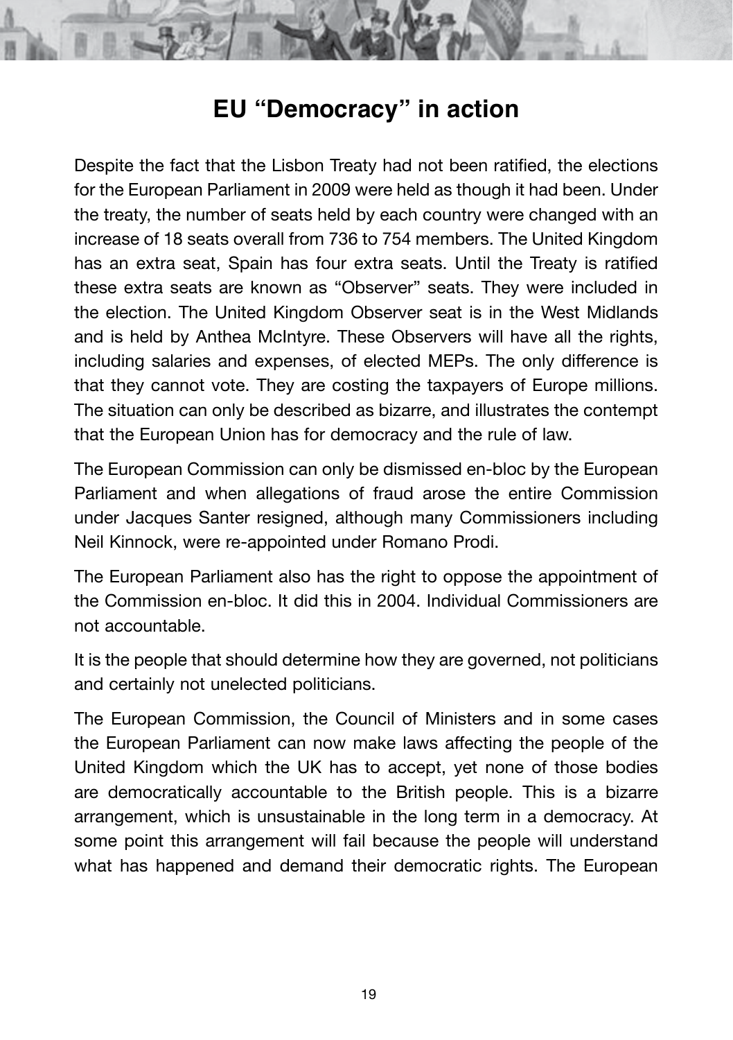# EU "Democracy" in action

Despite the fact that the Lisbon Treaty had not been ratified, the elections for the European Parliament in 2009 were held as though it had been. Under the treaty, the number of seats held by each country were changed with an increase of 18 seats overall from 736 to 754 members. The United Kingdom has an extra seat, Spain has four extra seats. Until the Treaty is ratified these extra seats are known as "Observer" seats. They were included in the election. The United Kingdom Observer seat is in the West Midlands and is held by Anthea McIntyre. These Observers will have all the rights, including salaries and expenses, of elected MEPs. The only difference is that they cannot vote. They are costing the taxpayers of Europe millions. The situation can only be described as bizarre, and illustrates the contempt that the European Union has for democracy and the rule of law.

The European Commission can only be dismissed en-bloc by the European Parliament and when allegations of fraud arose the entire Commission under Jacques Santer resigned, although many Commissioners including Neil Kinnock, were re-appointed under Romano Prodi.

The European Parliament also has the right to oppose the appointment of the Commission en-bloc. It did this in 2004. Individual Commissioners are not accountable.

It is the people that should determine how they are governed, not politicians and certainly not unelected politicians.

The European Commission, the Council of Ministers and in some cases the European Parliament can now make laws affecting the people of the United Kingdom which the UK has to accept, yet none of those bodies are democratically accountable to the British people. This is a bizarre arrangement, which is unsustainable in the long term in a democracy. At some point this arrangement will fail because the people will understand what has happened and demand their democratic rights. The European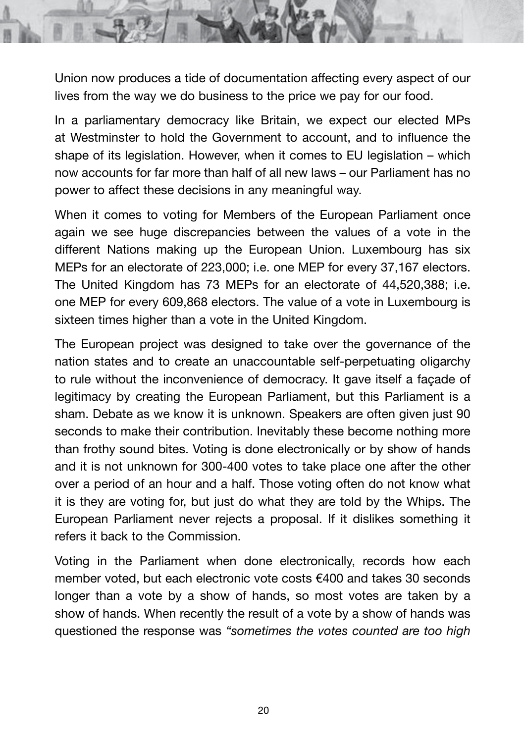Union now produces a tide of documentation affecting every aspect of our lives from the way we do business to the price we pay for our food.

In a parliamentary democracy like Britain, we expect our elected MPs at Westminster to hold the Government to account, and to influence the shape of its legislation. However, when it comes to EU legislation – which now accounts for far more than half of all new laws – our Parliament has no power to affect these decisions in any meaningful way.

When it comes to voting for Members of the European Parliament once again we see huge discrepancies between the values of a vote in the different Nations making up the European Union. Luxembourg has six MEPs for an electorate of 223,000; i.e. one MEP for every 37,167 electors. The United Kingdom has 73 MEPs for an electorate of 44,520,388; i.e. one MEP for every 609,868 electors. The value of a vote in Luxembourg is sixteen times higher than a vote in the United Kingdom.

The European project was designed to take over the governance of the nation states and to create an unaccountable self-perpetuating oligarchy to rule without the inconvenience of democracy. It gave itself a façade of legitimacy by creating the European Parliament, but this Parliament is a sham. Debate as we know it is unknown. Speakers are often given just 90 seconds to make their contribution. Inevitably these become nothing more than frothy sound bites. Voting is done electronically or by show of hands and it is not unknown for 300-400 votes to take place one after the other over a period of an hour and a half. Those voting often do not know what it is they are voting for, but just do what they are told by the Whips. The European Parliament never rejects a proposal. If it dislikes something it refers it back to the Commission.

Voting in the Parliament when done electronically, records how each member voted, but each electronic vote costs €400 and takes 30 seconds longer than a vote by a show of hands, so most votes are taken by a show of hands. When recently the result of a vote by a show of hands was questioned the response was *"sometimes the votes counted are too high*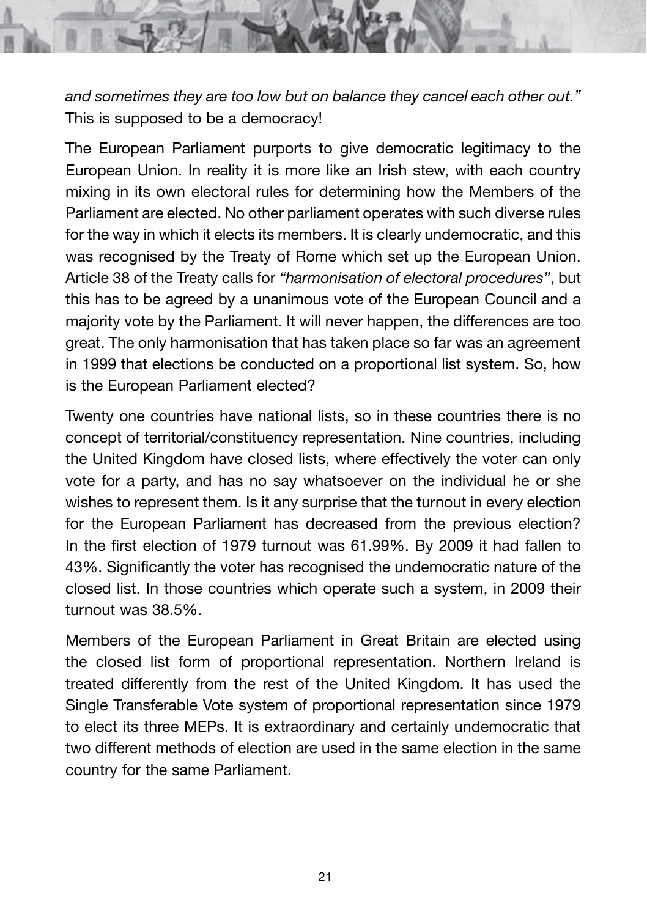*and sometimes they are too low but on balance they cancel each other out."* This is supposed to be a democracy!

The European Parliament purports to give democratic legitimacy to the European Union. In reality it is more like an Irish stew, with each country mixing in its own electoral rules for determining how the Members of the Parliament are elected. No other parliament operates with such diverse rules for the way in which it elects its members. It is clearly undemocratic, and this was recognised by the Treaty of Rome which set up the European Union. Article 38 of the Treaty calls for *"harmonisation of electoral procedures"*, but this has to be agreed by a unanimous vote of the European Council and a majority vote by the Parliament. It will never happen, the differences are too great. The only harmonisation that has taken place so far was an agreement in 1999 that elections be conducted on a proportional list system. So, how is the European Parliament elected?

Twenty one countries have national lists, so in these countries there is no concept of territorial/constituency representation. Nine countries, including the United Kingdom have closed lists, where effectively the voter can only vote for a party, and has no say whatsoever on the individual he or she wishes to represent them. Is it any surprise that the turnout in every election for the European Parliament has decreased from the previous election? In the first election of 1979 turnout was 61.99%. By 2009 it had fallen to 43%. Significantly the voter has recognised the undemocratic nature of the closed list. In those countries which operate such a system, in 2009 their turnout was 38.5%.

Members of the European Parliament in Great Britain are elected using the closed list form of proportional representation. Northern Ireland is treated differently from the rest of the United Kingdom. It has used the Single Transferable Vote system of proportional representation since 1979 to elect its three MEPs. It is extraordinary and certainly undemocratic that two different methods of election are used in the same election in the same country for the same Parliament.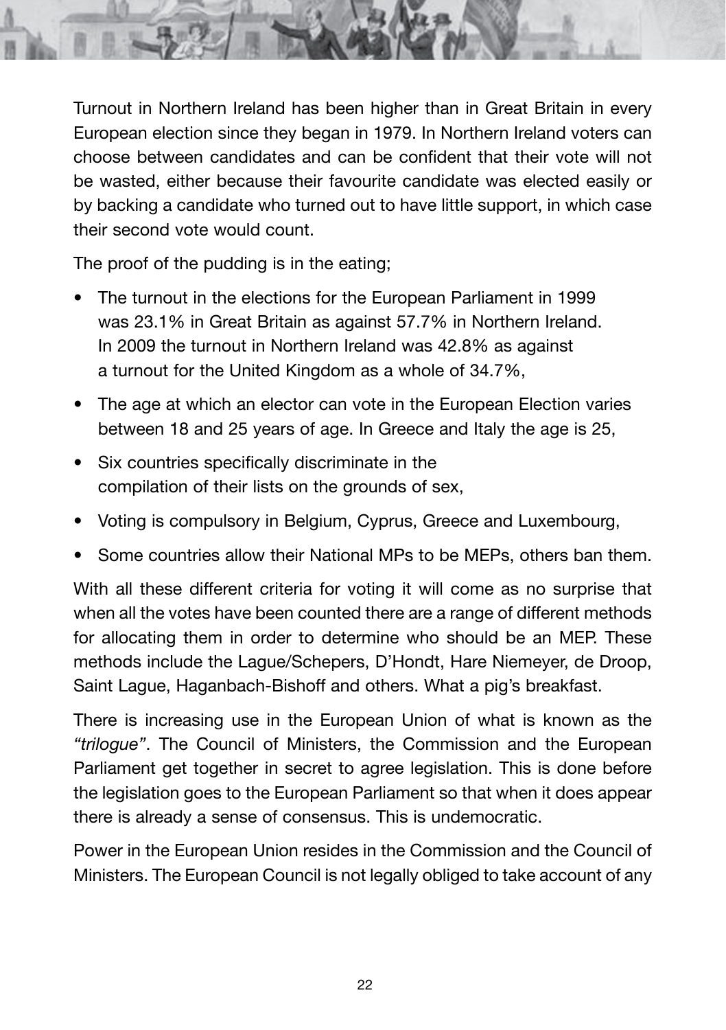Turnout in Northern Ireland has been higher than in Great Britain in every European election since they began in 1979. In Northern Ireland voters can choose between candidates and can be confident that their vote will not be wasted, either because their favourite candidate was elected easily or by backing a candidate who turned out to have little support, in which case their second vote would count.

The proof of the pudding is in the eating;

- The turnout in the elections for the European Parliament in 1999 was 23.1% in Great Britain as against 57.7% in Northern Ireland. In 2009 the turnout in Northern Ireland was 42.8% as against a turnout for the United Kingdom as a whole of 34.7%,
- The age at which an elector can vote in the European Election varies between 18 and 25 years of age. In Greece and Italy the age is 25,
- Six countries specifically discriminate in the compilation of their lists on the grounds of sex,
- Voting is compulsory in Belgium, Cyprus, Greece and Luxembourg,
- Some countries allow their National MPs to be MEPs, others ban them.

With all these different criteria for voting it will come as no surprise that when all the votes have been counted there are a range of different methods for allocating them in order to determine who should be an MEP. These methods include the Lague/Schepers, D'Hondt, Hare Niemeyer, de Droop, Saint Lague, Haganbach-Bishoff and others. What a pig's breakfast.

There is increasing use in the European Union of what is known as the *"trilogue"*. The Council of Ministers, the Commission and the European Parliament get together in secret to agree legislation. This is done before the legislation goes to the European Parliament so that when it does appear there is already a sense of consensus. This is undemocratic.

Power in the European Union resides in the Commission and the Council of Ministers. The European Council is not legally obliged to take account of any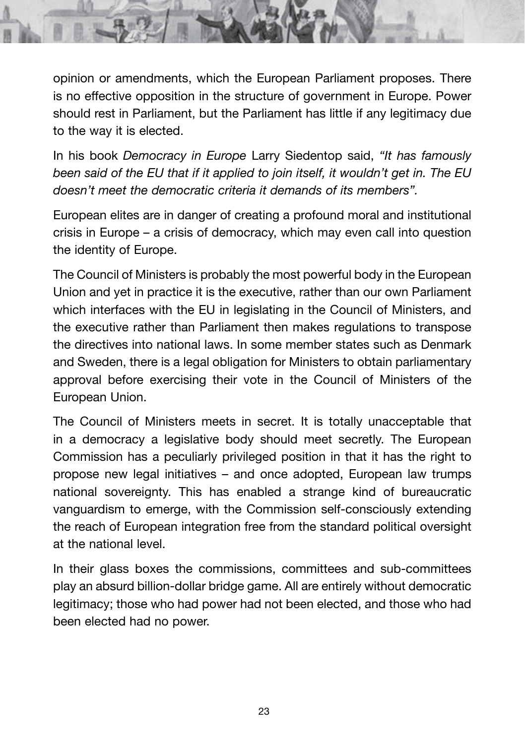opinion or amendments, which the European Parliament proposes. There is no effective opposition in the structure of government in Europe. Power should rest in Parliament, but the Parliament has little if any legitimacy due to the way it is elected.

In his book *Democracy in Europe* Larry Siedentop said, *"It has famously been said of the EU that if it applied to join itself, it wouldn't get in. The EU doesn't meet the democratic criteria it demands of its members".*

European elites are in danger of creating a profound moral and institutional crisis in Europe – a crisis of democracy, which may even call into question the identity of Europe.

The Council of Ministers is probably the most powerful body in the European Union and yet in practice it is the executive, rather than our own Parliament which interfaces with the EU in legislating in the Council of Ministers, and the executive rather than Parliament then makes regulations to transpose the directives into national laws. In some member states such as Denmark and Sweden, there is a legal obligation for Ministers to obtain parliamentary approval before exercising their vote in the Council of Ministers of the European Union.

The Council of Ministers meets in secret. It is totally unacceptable that in a democracy a legislative body should meet secretly. The European Commission has a peculiarly privileged position in that it has the right to propose new legal initiatives – and once adopted, European law trumps national sovereignty. This has enabled a strange kind of bureaucratic vanguardism to emerge, with the Commission self-consciously extending the reach of European integration free from the standard political oversight at the national level.

In their glass boxes the commissions, committees and sub-committees play an absurd billion-dollar bridge game. All are entirely without democratic legitimacy; those who had power had not been elected, and those who had been elected had no power.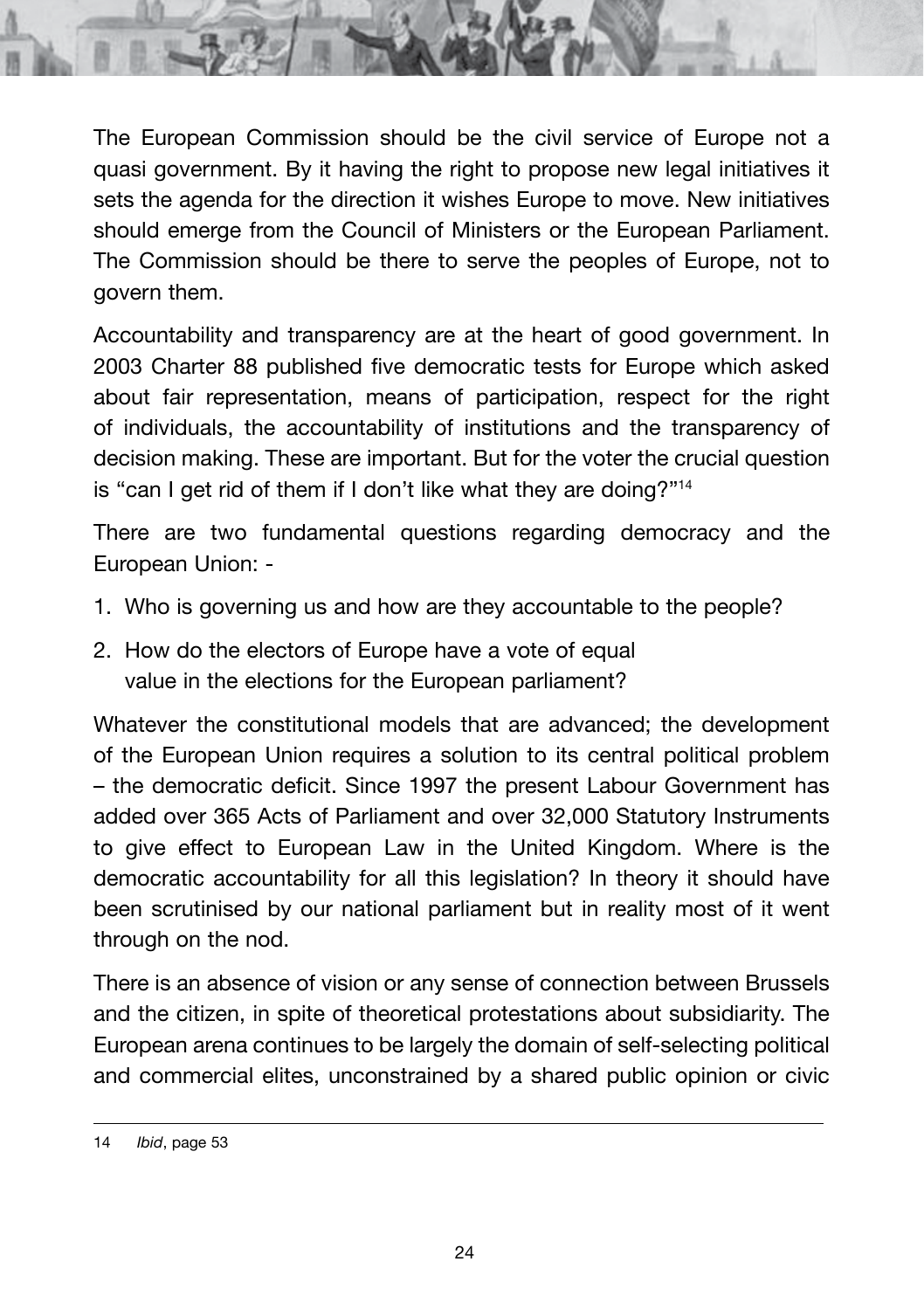The European Commission should be the civil service of Europe not a quasi government. By it having the right to propose new legal initiatives it sets the agenda for the direction it wishes Europe to move. New initiatives should emerge from the Council of Ministers or the European Parliament. The Commission should be there to serve the peoples of Europe, not to govern them.

Accountability and transparency are at the heart of good government. In 2003 Charter 88 published five democratic tests for Europe which asked about fair representation, means of participation, respect for the right of individuals, the accountability of institutions and the transparency of decision making. These are important. But for the voter the crucial question is "can I get rid of them if I don't like what they are doing?"[14]

There are two fundamental questions regarding democracy and the European Union: -

1. Who is governing us and how are they accountable to the people?
2. How do the electors of Europe have a vote of equal value in the elections for the European parliament?

Whatever the constitutional models that are advanced; the development of the European Union requires a solution to its central political problem – the democratic deficit. Since 1997 the present Labour Government has added over 365 Acts of Parliament and over 32,000 Statutory Instruments to give effect to European Law in the United Kingdom. Where is the democratic accountability for all this legislation? In theory it should have been scrutinised by our national parliament but in reality most of it went through on the nod.

There is an absence of vision or any sense of connection between Brussels and the citizen, in spite of theoretical protestations about subsidiarity. The European arena continues to be largely the domain of self-selecting political and commercial elites, unconstrained by a shared public opinion or civic

---

14 *Ibid*, page 53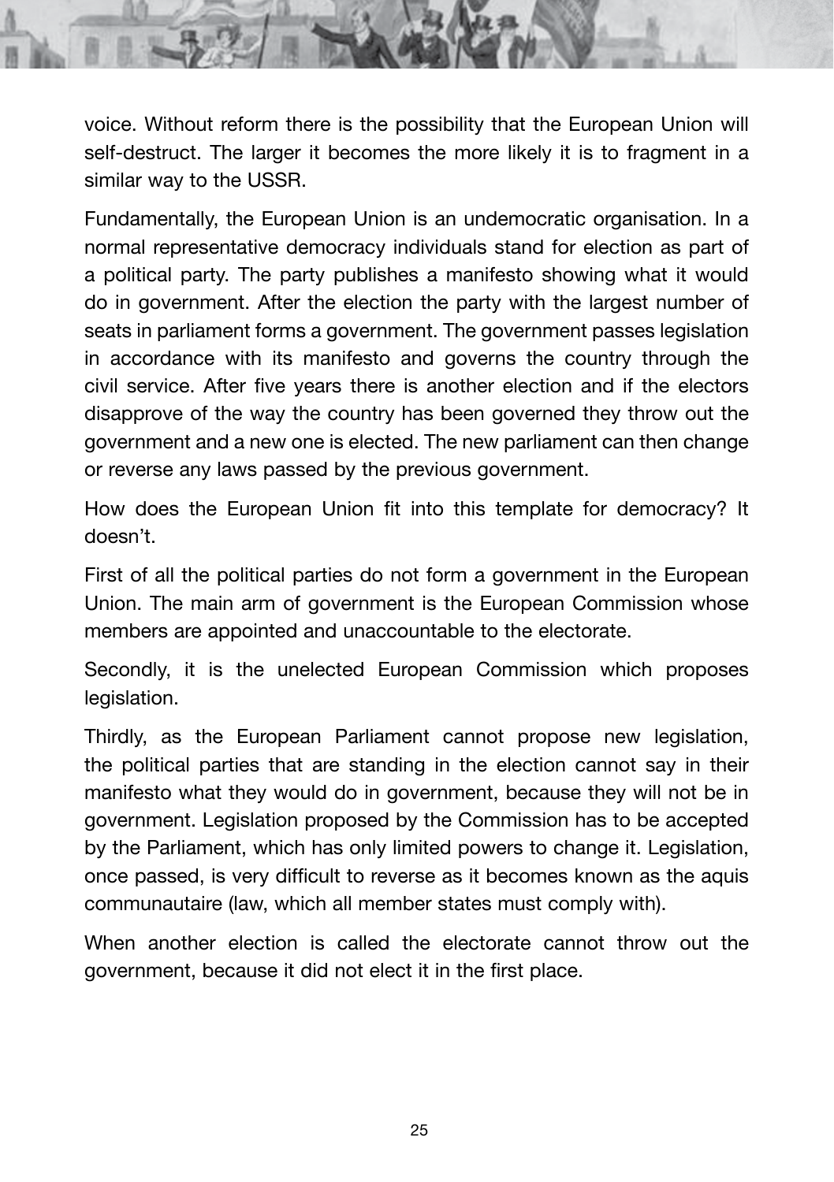voice. Without reform there is the possibility that the European Union will self-destruct. The larger it becomes the more likely it is to fragment in a similar way to the USSR.

Fundamentally, the European Union is an undemocratic organisation. In a normal representative democracy individuals stand for election as part of a political party. The party publishes a manifesto showing what it would do in government. After the election the party with the largest number of seats in parliament forms a government. The government passes legislation in accordance with its manifesto and governs the country through the civil service. After five years there is another election and if the electors disapprove of the way the country has been governed they throw out the government and a new one is elected. The new parliament can then change or reverse any laws passed by the previous government.

How does the European Union fit into this template for democracy? It doesn't.

First of all the political parties do not form a government in the European Union. The main arm of government is the European Commission whose members are appointed and unaccountable to the electorate.

Secondly, it is the unelected European Commission which proposes legislation.

Thirdly, as the European Parliament cannot propose new legislation, the political parties that are standing in the election cannot say in their manifesto what they would do in government, because they will not be in government. Legislation proposed by the Commission has to be accepted by the Parliament, which has only limited powers to change it. Legislation, once passed, is very difficult to reverse as it becomes known as the aquis communautaire (law, which all member states must comply with).

When another election is called the electorate cannot throw out the government, because it did not elect it in the first place.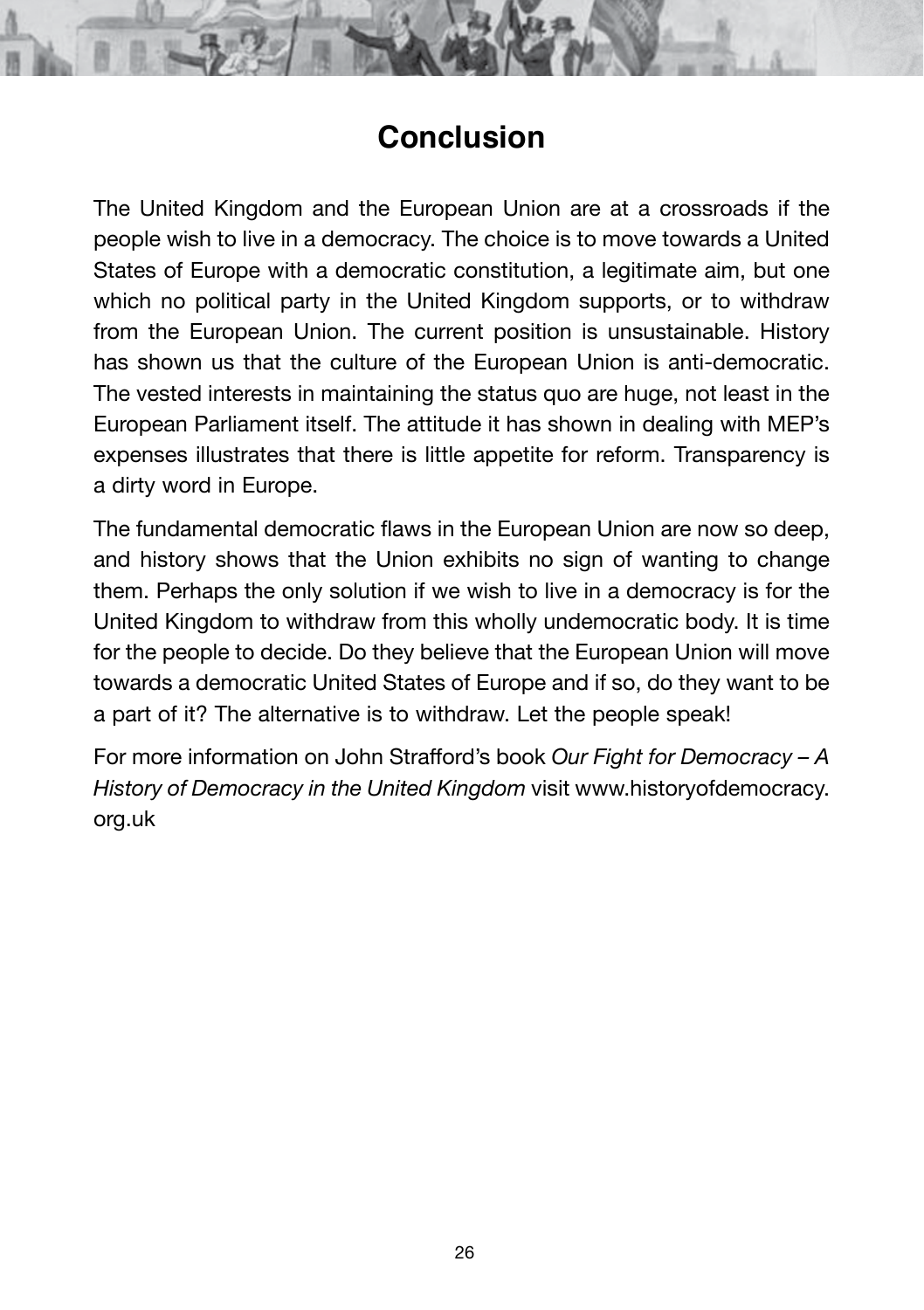# Conclusion

The United Kingdom and the European Union are at a crossroads if the people wish to live in a democracy. The choice is to move towards a United States of Europe with a democratic constitution, a legitimate aim, but one which no political party in the United Kingdom supports, or to withdraw from the European Union. The current position is unsustainable. History has shown us that the culture of the European Union is anti-democratic. The vested interests in maintaining the status quo are huge, not least in the European Parliament itself. The attitude it has shown in dealing with MEP's expenses illustrates that there is little appetite for reform. Transparency is a dirty word in Europe.

The fundamental democratic flaws in the European Union are now so deep, and history shows that the Union exhibits no sign of wanting to change them. Perhaps the only solution if we wish to live in a democracy is for the United Kingdom to withdraw from this wholly undemocratic body. It is time for the people to decide. Do they believe that the European Union will move towards a democratic United States of Europe and if so, do they want to be a part of it? The alternative is to withdraw. Let the people speak!

For more information on John Strafford's book *Our Fight for Democracy – A History of Democracy in the United Kingdom* visit www.historyofdemocracy.org.uk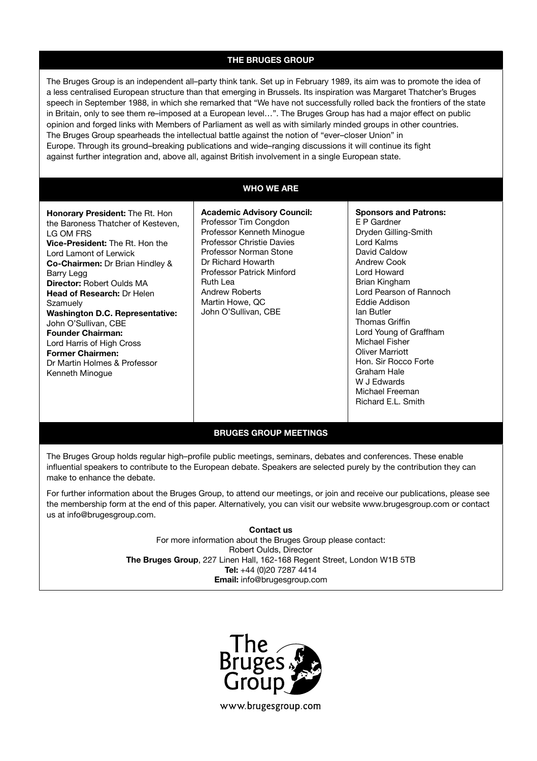## THE BRUGES GROUP

The Bruges Group is an independent all–party think tank. Set up in February 1989, its aim was to promote the idea of a less centralised European structure than that emerging in Brussels. Its inspiration was Margaret Thatcher's Bruges speech in September 1988, in which she remarked that "We have not successfully rolled back the frontiers of the state in Britain, only to see them re–imposed at a European level…". The Bruges Group has had a major effect on public opinion and forged links with Members of Parliament as well as with similarly minded groups in other countries. The Bruges Group spearheads the intellectual battle against the notion of "ever–closer Union" in Europe. Through its ground–breaking publications and wide–ranging discussions it will continue its fight against further integration and, above all, against British involvement in a single European state.

## WHO WE ARE

**Honorary President:** The Rt. Hon the Baroness Thatcher of Kesteven, LG OM FRS
**Vice-President:** The Rt. Hon the Lord Lamont of Lerwick
**Co-Chairmen:** Dr Brian Hindley & Barry Legg
**Director:** Robert Oulds MA
**Head of Research:** Dr Helen Szamuely
**Washington D.C. Representative:** John O'Sullivan, CBE
**Founder Chairman:** Lord Harris of High Cross
**Former Chairmen:** Dr Martin Holmes & Professor Kenneth Minogue

**Academic Advisory Council:**
Professor Tim Congdon
Professor Kenneth Minogue
Professor Christie Davies
Professor Norman Stone
Dr Richard Howarth
Professor Patrick Minford
Ruth Lea
Andrew Roberts
Martin Howe, QC
John O'Sullivan, CBE

**Sponsors and Patrons:**
E P Gardner
Dryden Gilling-Smith
Lord Kalms
David Caldow
Andrew Cook
Lord Howard
Brian Kingham
Lord Pearson of Rannoch
Eddie Addison
Ian Butler
Thomas Griffin
Lord Young of Graffham
Michael Fisher
Oliver Marriott
Hon. Sir Rocco Forte
Graham Hale
W J Edwards
Michael Freeman
Richard E.L. Smith

## BRUGES GROUP MEETINGS

The Bruges Group holds regular high–profile public meetings, seminars, debates and conferences. These enable influential speakers to contribute to the European debate. Speakers are selected purely by the contribution they can make to enhance the debate.

For further information about the Bruges Group, to attend our meetings, or join and receive our publications, please see the membership form at the end of this paper. Alternatively, you can visit our website www.brugesgroup.com or contact us at info@brugesgroup.com.

**Contact us**
For more information about the Bruges Group please contact:
Robert Oulds, Director
**The Bruges Group**, 227 Linen Hall, 162-168 Regent Street, London W1B 5TB
**Tel:** +44 (0)20 7287 4414
**Email:** info@brugesgroup.com

The Bruges Group

www.brugesgroup.com